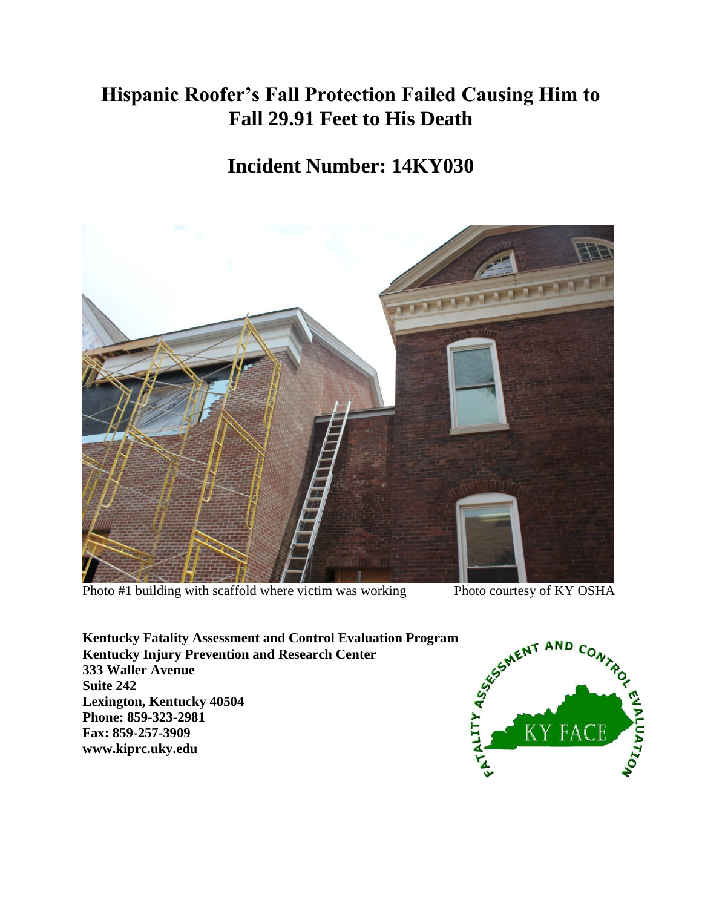# Hispanic Roofer's Fall Protection Failed Causing Him to Fall 29.91 Feet to His Death

## Incident Number: 14KY030

Photo #1 building with scaffold where victim was working Photo courtesy of KY OSHA

**Kentucky Fatality Assessment and Control Evaluation Program**
**Kentucky Injury Prevention and Research Center**
**333 Waller Avenue**
**Suite 242**
**Lexington, Kentucky 40504**
**Phone: 859-323-2981**
**Fax: 859-257-3909**
**www.kiprc.uky.edu**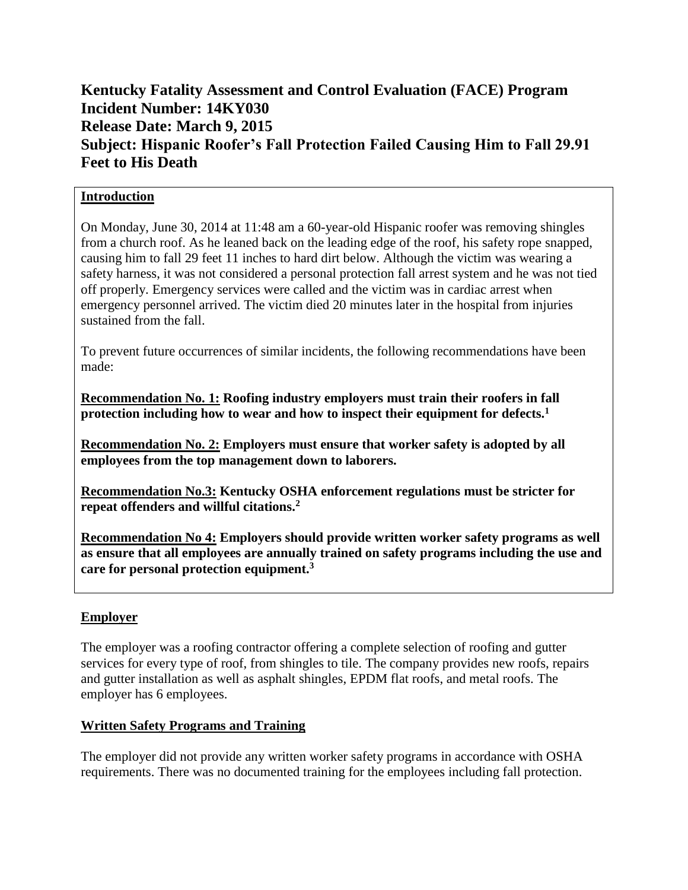# Kentucky Fatality Assessment and Control Evaluation (FACE) Program
# Incident Number: 14KY030
# Release Date: March 9, 2015
# Subject: Hispanic Roofer's Fall Protection Failed Causing Him to Fall 29.91 Feet to His Death

## Introduction

On Monday, June 30, 2014 at 11:48 am a 60-year-old Hispanic roofer was removing shingles from a church roof. As he leaned back on the leading edge of the roof, his safety rope snapped, causing him to fall 29 feet 11 inches to hard dirt below. Although the victim was wearing a safety harness, it was not considered a personal protection fall arrest system and he was not tied off properly. Emergency services were called and the victim was in cardiac arrest when emergency personnel arrived. The victim died 20 minutes later in the hospital from injuries sustained from the fall.

To prevent future occurrences of similar incidents, the following recommendations have been made:

**Recommendation No. 1: Roofing industry employers must train their roofers in fall protection including how to wear and how to inspect their equipment for defects.[1]**

**Recommendation No. 2: Employers must ensure that worker safety is adopted by all employees from the top management down to laborers.**

**Recommendation No.3: Kentucky OSHA enforcement regulations must be stricter for repeat offenders and willful citations.[2]**

**Recommendation No 4: Employers should provide written worker safety programs as well as ensure that all employees are annually trained on safety programs including the use and care for personal protection equipment.[3]**

## Employer

The employer was a roofing contractor offering a complete selection of roofing and gutter services for every type of roof, from shingles to tile. The company provides new roofs, repairs and gutter installation as well as asphalt shingles, EPDM flat roofs, and metal roofs. The employer has 6 employees.

## Written Safety Programs and Training

The employer did not provide any written worker safety programs in accordance with OSHA requirements. There was no documented training for the employees including fall protection.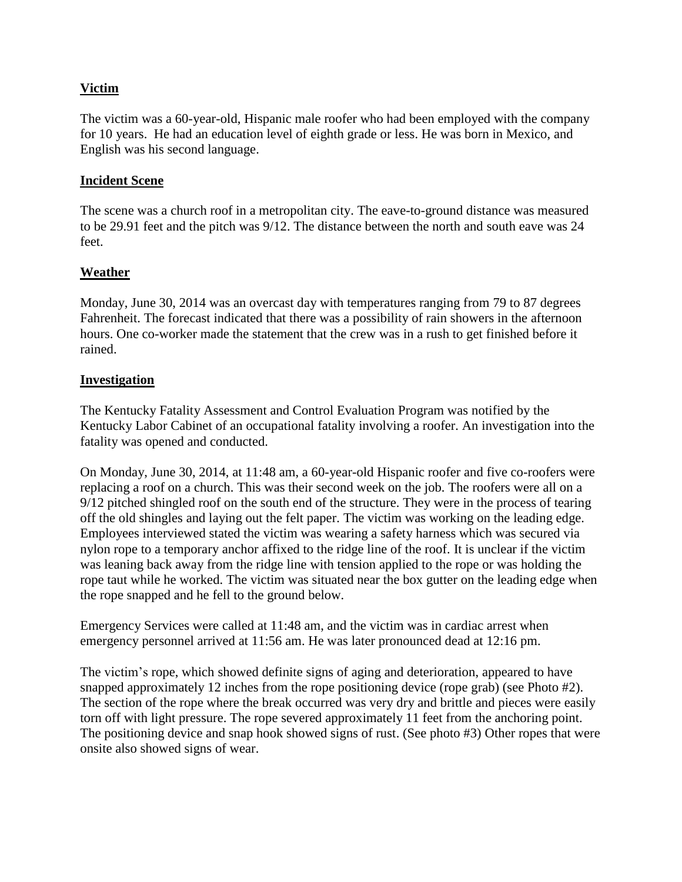## Victim

The victim was a 60-year-old, Hispanic male roofer who had been employed with the company for 10 years. He had an education level of eighth grade or less. He was born in Mexico, and English was his second language.

## Incident Scene

The scene was a church roof in a metropolitan city. The eave-to-ground distance was measured to be 29.91 feet and the pitch was 9/12. The distance between the north and south eave was 24 feet.

## Weather

Monday, June 30, 2014 was an overcast day with temperatures ranging from 79 to 87 degrees Fahrenheit. The forecast indicated that there was a possibility of rain showers in the afternoon hours. One co-worker made the statement that the crew was in a rush to get finished before it rained.

## Investigation

The Kentucky Fatality Assessment and Control Evaluation Program was notified by the Kentucky Labor Cabinet of an occupational fatality involving a roofer. An investigation into the fatality was opened and conducted.

On Monday, June 30, 2014, at 11:48 am, a 60-year-old Hispanic roofer and five co-roofers were replacing a roof on a church. This was their second week on the job. The roofers were all on a 9/12 pitched shingled roof on the south end of the structure. They were in the process of tearing off the old shingles and laying out the felt paper. The victim was working on the leading edge. Employees interviewed stated the victim was wearing a safety harness which was secured via nylon rope to a temporary anchor affixed to the ridge line of the roof. It is unclear if the victim was leaning back away from the ridge line with tension applied to the rope or was holding the rope taut while he worked. The victim was situated near the box gutter on the leading edge when the rope snapped and he fell to the ground below.

Emergency Services were called at 11:48 am, and the victim was in cardiac arrest when emergency personnel arrived at 11:56 am. He was later pronounced dead at 12:16 pm.

The victim's rope, which showed definite signs of aging and deterioration, appeared to have snapped approximately 12 inches from the rope positioning device (rope grab) (see Photo #2). The section of the rope where the break occurred was very dry and brittle and pieces were easily torn off with light pressure. The rope severed approximately 11 feet from the anchoring point. The positioning device and snap hook showed signs of rust. (See photo #3) Other ropes that were onsite also showed signs of wear.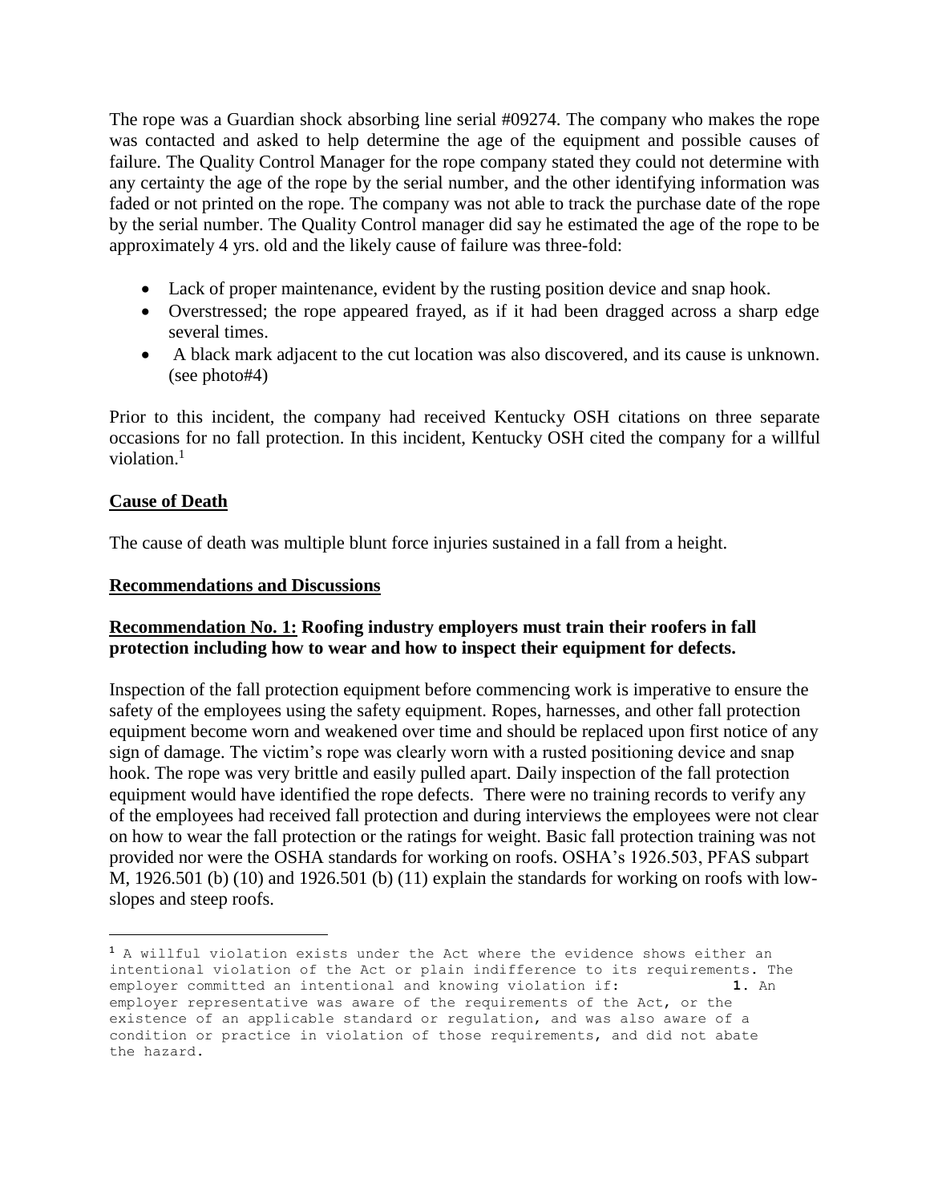The rope was a Guardian shock absorbing line serial #09274. The company who makes the rope was contacted and asked to help determine the age of the equipment and possible causes of failure. The Quality Control Manager for the rope company stated they could not determine with any certainty the age of the rope by the serial number, and the other identifying information was faded or not printed on the rope. The company was not able to track the purchase date of the rope by the serial number. The Quality Control manager did say he estimated the age of the rope to be approximately 4 yrs. old and the likely cause of failure was three-fold:

- Lack of proper maintenance, evident by the rusting position device and snap hook.
- Overstressed; the rope appeared frayed, as if it had been dragged across a sharp edge several times.
- A black mark adjacent to the cut location was also discovered, and its cause is unknown. (see photo#4)

Prior to this incident, the company had received Kentucky OSH citations on three separate occasions for no fall protection. In this incident, Kentucky OSH cited the company for a willful violation.[1]

## Cause of Death

The cause of death was multiple blunt force injuries sustained in a fall from a height.

## Recommendations and Discussions

### Recommendation No. 1: Roofing industry employers must train their roofers in fall protection including how to wear and how to inspect their equipment for defects.

Inspection of the fall protection equipment before commencing work is imperative to ensure the safety of the employees using the safety equipment. Ropes, harnesses, and other fall protection equipment become worn and weakened over time and should be replaced upon first notice of any sign of damage. The victim's rope was clearly worn with a rusted positioning device and snap hook. The rope was very brittle and easily pulled apart. Daily inspection of the fall protection equipment would have identified the rope defects. There were no training records to verify any of the employees had received fall protection and during interviews the employees were not clear on how to wear the fall protection or the ratings for weight. Basic fall protection training was not provided nor were the OSHA standards for working on roofs. OSHA's 1926.503, PFAS subpart M, 1926.501 (b) (10) and 1926.501 (b) (11) explain the standards for working on roofs with low-slopes and steep roofs.

---

[1] A willful violation exists under the Act where the evidence shows either an intentional violation of the Act or plain indifference to its requirements. The employer committed an intentional and knowing violation if: **1.** An employer representative was aware of the requirements of the Act, or the existence of an applicable standard or regulation, and was also aware of a condition or practice in violation of those requirements, and did not abate the hazard.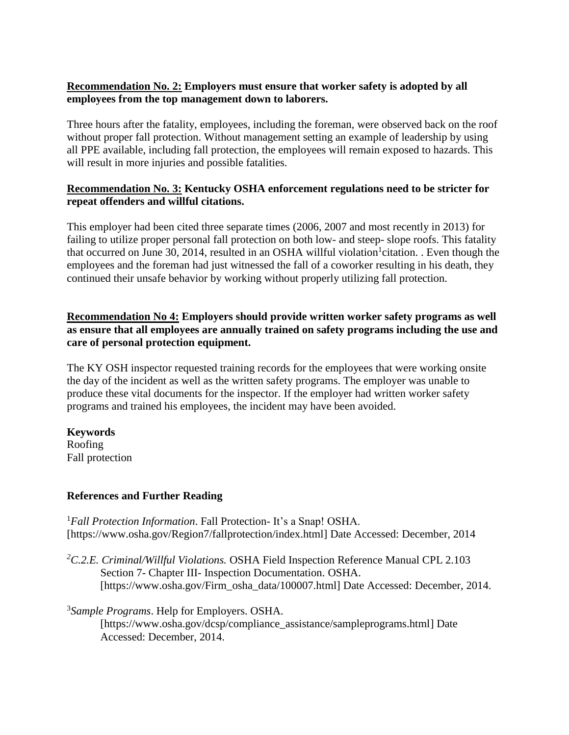**Recommendation No. 2: Employers must ensure that worker safety is adopted by all employees from the top management down to laborers.**

Three hours after the fatality, employees, including the foreman, were observed back on the roof without proper fall protection. Without management setting an example of leadership by using all PPE available, including fall protection, the employees will remain exposed to hazards. This will result in more injuries and possible fatalities.

**Recommendation No. 3: Kentucky OSHA enforcement regulations need to be stricter for repeat offenders and willful citations.**

This employer had been cited three separate times (2006, 2007 and most recently in 2013) for failing to utilize proper personal fall protection on both low- and steep- slope roofs. This fatality that occurred on June 30, 2014, resulted in an OSHA willful violation[1]citation. . Even though the employees and the foreman had just witnessed the fall of a coworker resulting in his death, they continued their unsafe behavior by working without properly utilizing fall protection.

**Recommendation No 4: Employers should provide written worker safety programs as well as ensure that all employees are annually trained on safety programs including the use and care of personal protection equipment.**

The KY OSH inspector requested training records for the employees that were working onsite the day of the incident as well as the written safety programs. The employer was unable to produce these vital documents for the inspector. If the employer had written worker safety programs and trained his employees, the incident may have been avoided.

**Keywords**

Roofing
Fall protection

**References and Further Reading**

[1]*Fall Protection Information*. Fall Protection- It's a Snap! OSHA. [https://www.osha.gov/Region7/fallprotection/index.html] Date Accessed: December, 2014

[2]*C.2.E. Criminal/Willful Violations.* OSHA Field Inspection Reference Manual CPL 2.103 Section 7- Chapter III- Inspection Documentation. OSHA. [https://www.osha.gov/Firm_osha_data/100007.html] Date Accessed: December, 2014.

[3]*Sample Programs*. Help for Employers. OSHA. [https://www.osha.gov/dcsp/compliance_assistance/sampleprograms.html] Date Accessed: December, 2014.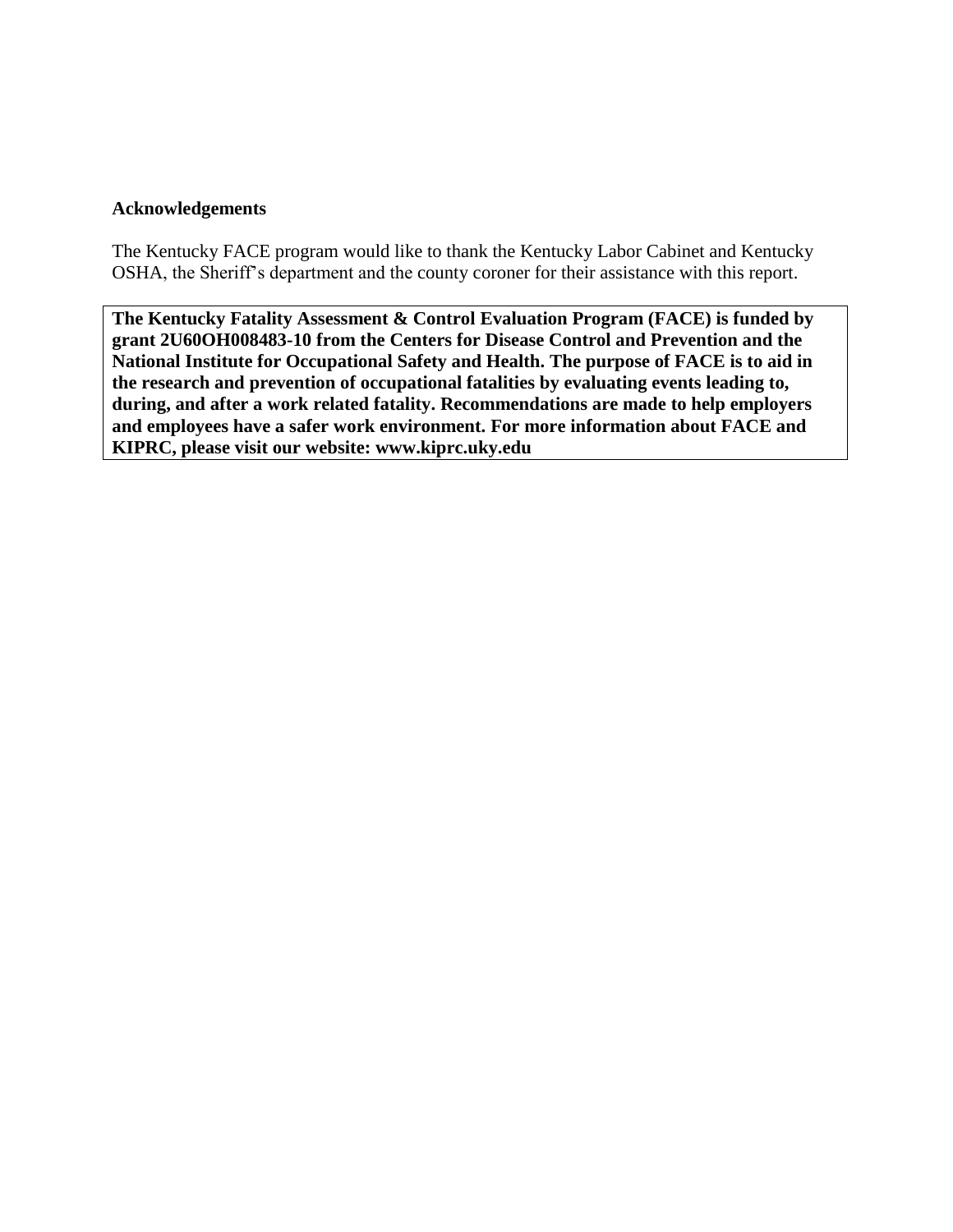**Acknowledgements**

The Kentucky FACE program would like to thank the Kentucky Labor Cabinet and Kentucky OSHA, the Sheriff's department and the county coroner for their assistance with this report.

**The Kentucky Fatality Assessment & Control Evaluation Program (FACE) is funded by grant 2U60OH008483-10 from the Centers for Disease Control and Prevention and the National Institute for Occupational Safety and Health. The purpose of FACE is to aid in the research and prevention of occupational fatalities by evaluating events leading to, during, and after a work related fatality. Recommendations are made to help employers and employees have a safer work environment. For more information about FACE and KIPRC, please visit our website: www.kiprc.uky.edu**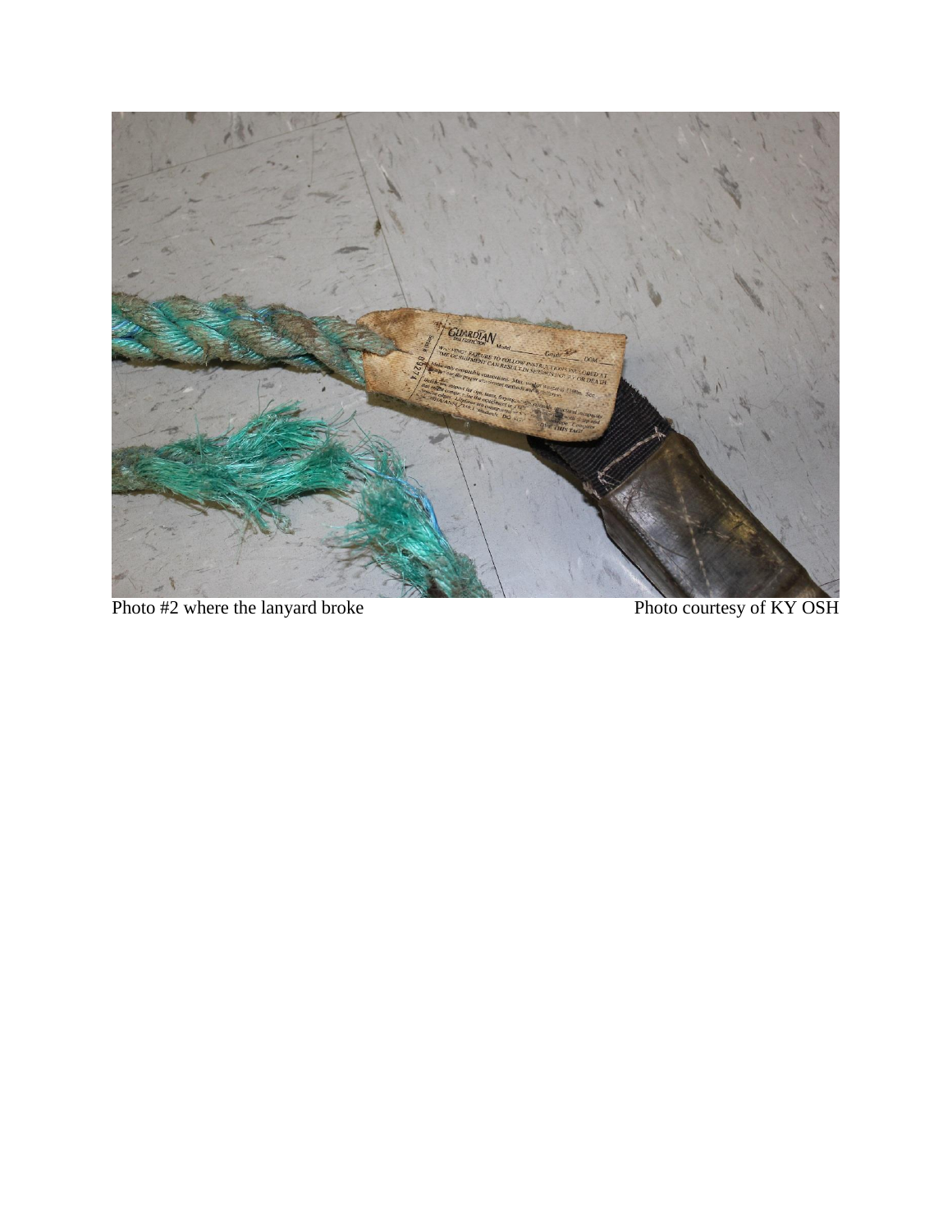Photo #2 where the lanyard broke Photo courtesy of KY OSH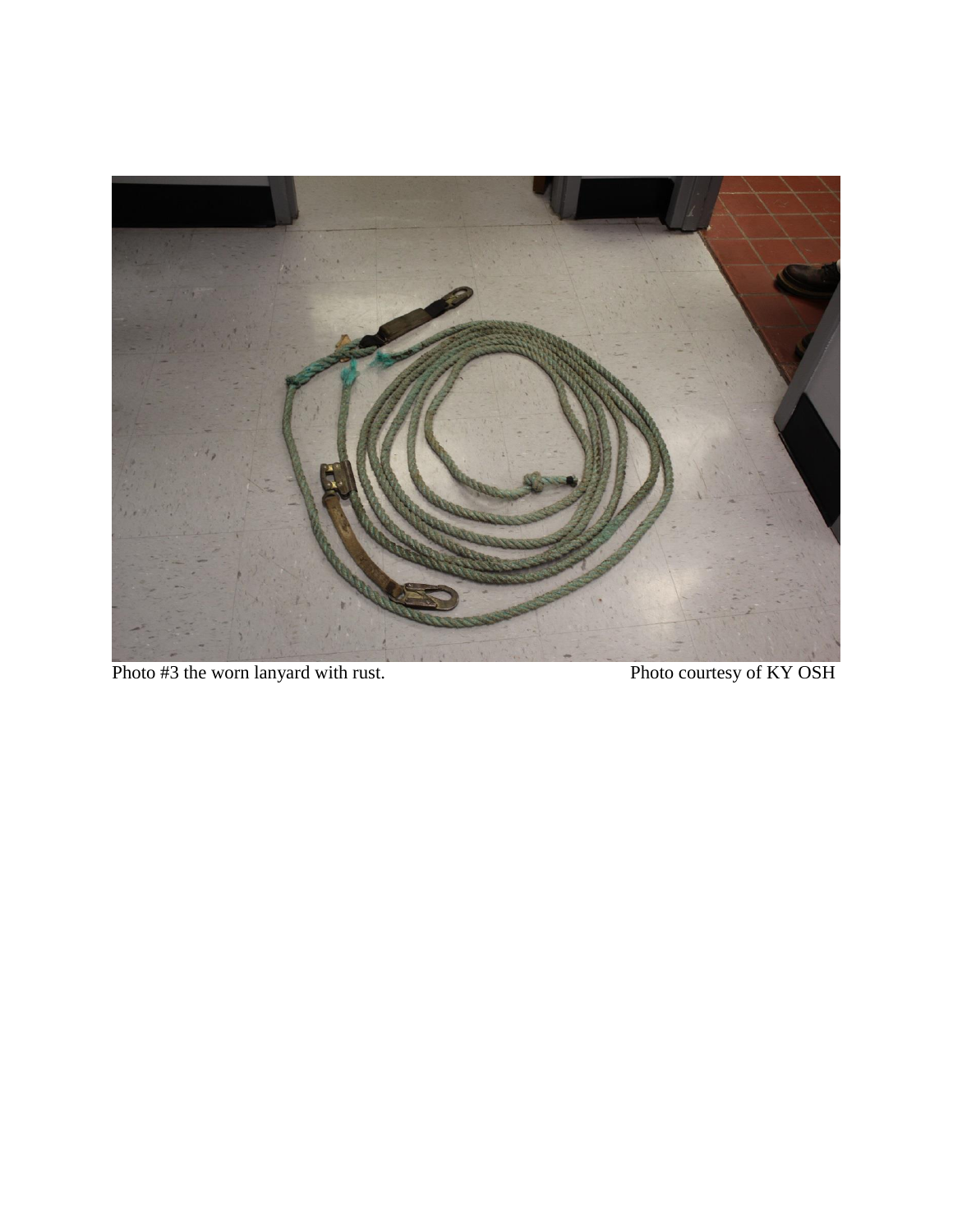Photo #3 the worn lanyard with rust. Photo courtesy of KY OSH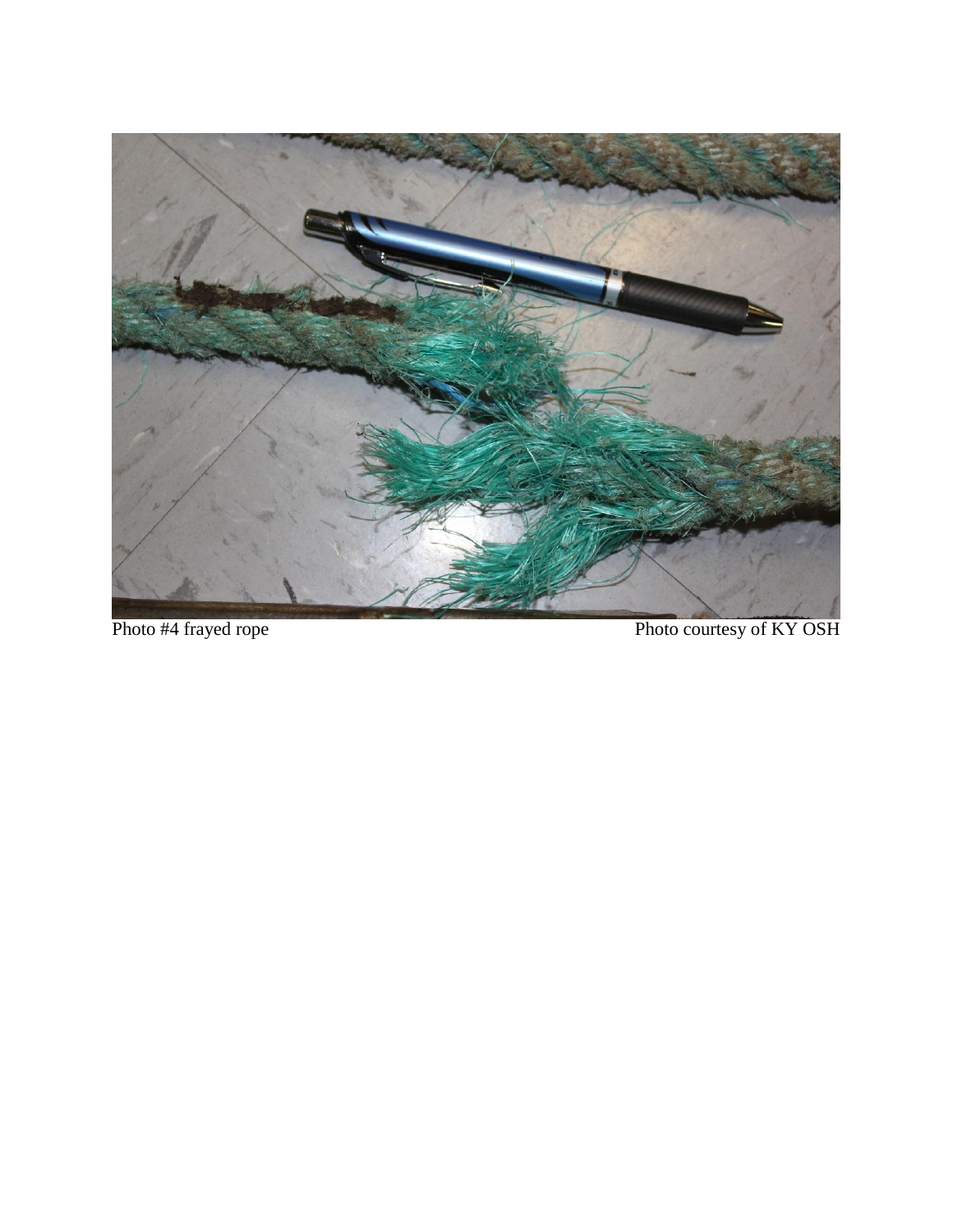Photo #4 frayed rope Photo courtesy of KY OSH